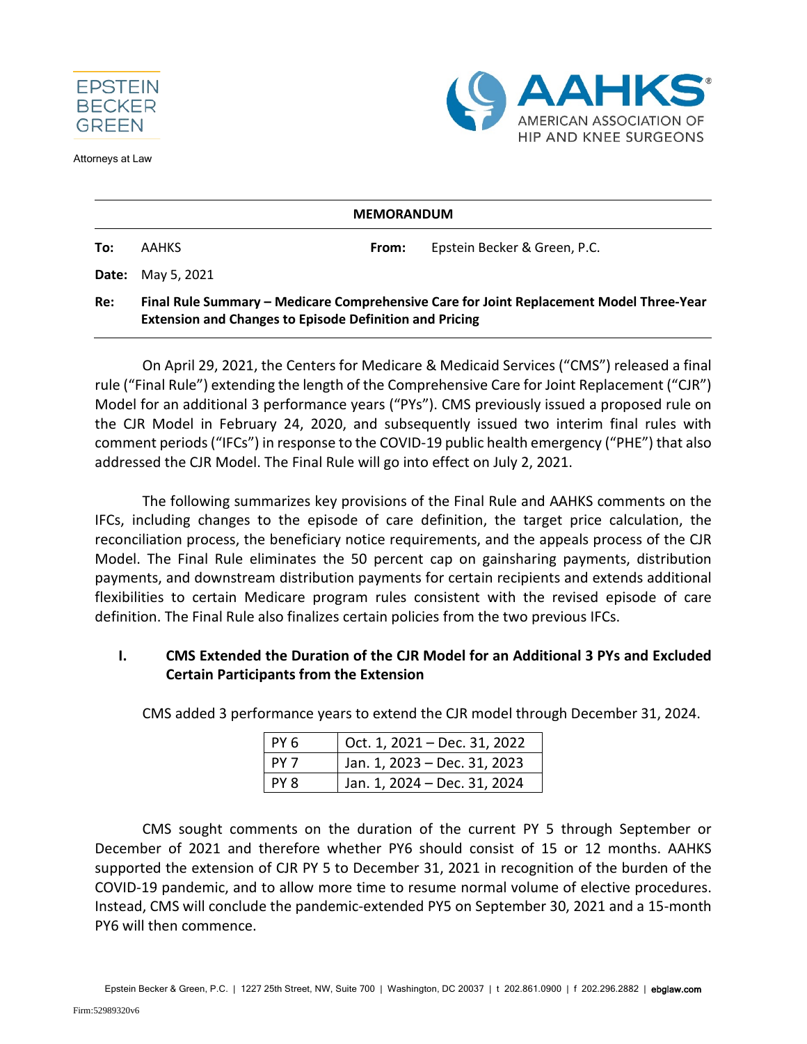EPSTEIN BECKER GREEN

Attorneys at Law

AAHKS® AMERICAN ASSOCIATION OF HIP AND KNEE SURGEONS

**MEMORANDUM**

**To:** AAHKS **From:** Epstein Becker & Green, P.C.

**Date:** May 5, 2021

**Re:** **Final Rule Summary – Medicare Comprehensive Care for Joint Replacement Model Three-Year Extension and Changes to Episode Definition and Pricing**

On April 29, 2021, the Centers for Medicare & Medicaid Services ("CMS") released a final rule ("Final Rule") extending the length of the Comprehensive Care for Joint Replacement ("CJR") Model for an additional 3 performance years ("PYs"). CMS previously issued a proposed rule on the CJR Model in February 24, 2020, and subsequently issued two interim final rules with comment periods ("IFCs") in response to the COVID-19 public health emergency ("PHE") that also addressed the CJR Model. The Final Rule will go into effect on July 2, 2021.

The following summarizes key provisions of the Final Rule and AAHKS comments on the IFCs, including changes to the episode of care definition, the target price calculation, the reconciliation process, the beneficiary notice requirements, and the appeals process of the CJR Model. The Final Rule eliminates the 50 percent cap on gainsharing payments, distribution payments, and downstream distribution payments for certain recipients and extends additional flexibilities to certain Medicare program rules consistent with the revised episode of care definition. The Final Rule also finalizes certain policies from the two previous IFCs.

## I. CMS Extended the Duration of the CJR Model for an Additional 3 PYs and Excluded Certain Participants from the Extension

CMS added 3 performance years to extend the CJR model through December 31, 2024.

| PY 6 | Oct. 1, 2021 – Dec. 31, 2022 |
|---|---|
| PY 7 | Jan. 1, 2023 – Dec. 31, 2023 |
| PY 8 | Jan. 1, 2024 – Dec. 31, 2024 |

CMS sought comments on the duration of the current PY 5 through September or December of 2021 and therefore whether PY6 should consist of 15 or 12 months. AAHKS supported the extension of CJR PY 5 to December 31, 2021 in recognition of the burden of the COVID-19 pandemic, and to allow more time to resume normal volume of elective procedures. Instead, CMS will conclude the pandemic-extended PY5 on September 30, 2021 and a 15-month PY6 will then commence.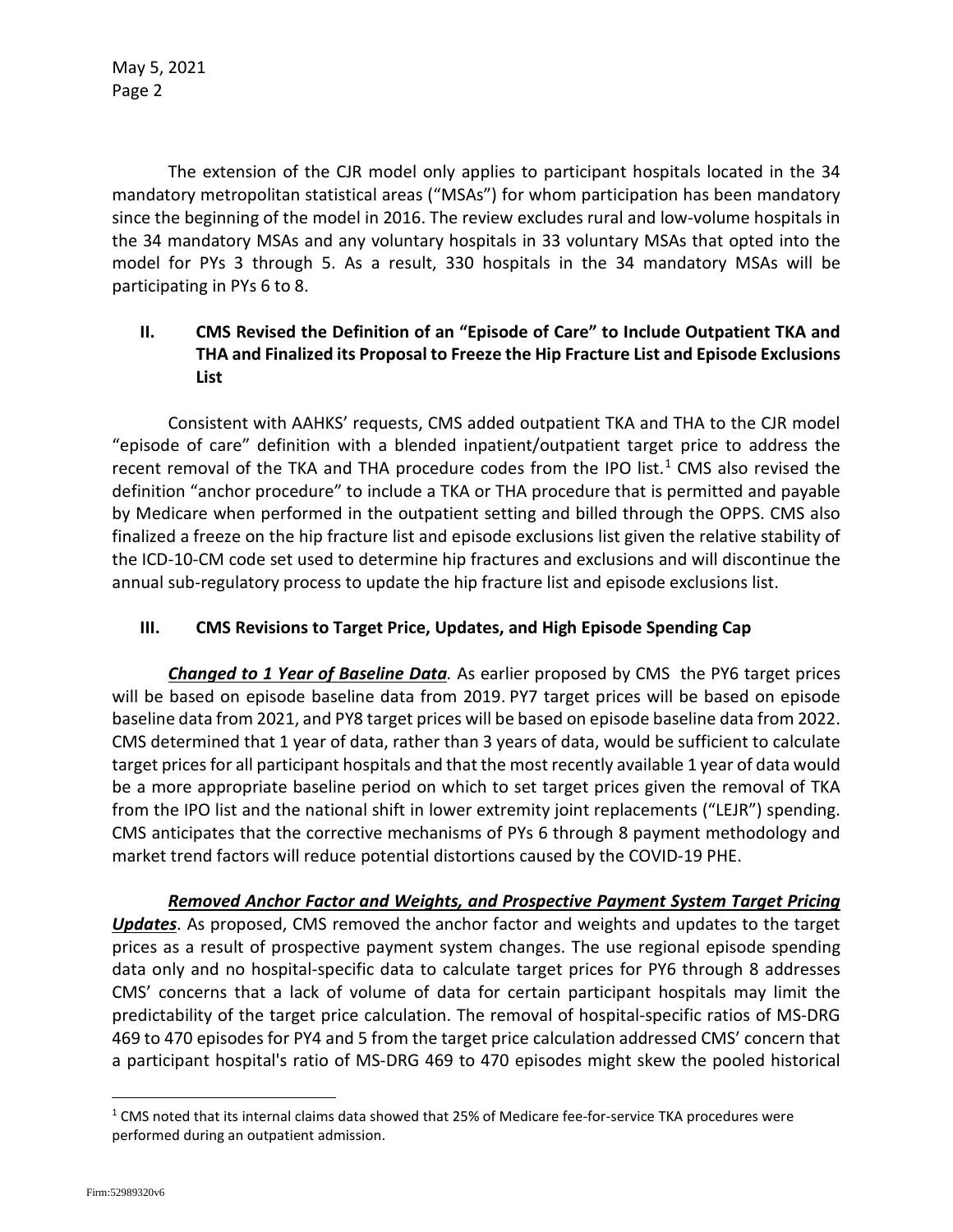The extension of the CJR model only applies to participant hospitals located in the 34 mandatory metropolitan statistical areas ("MSAs") for whom participation has been mandatory since the beginning of the model in 2016. The review excludes rural and low-volume hospitals in the 34 mandatory MSAs and any voluntary hospitals in 33 voluntary MSAs that opted into the model for PYs 3 through 5. As a result, 330 hospitals in the 34 mandatory MSAs will be participating in PYs 6 to 8.

## II. CMS Revised the Definition of an "Episode of Care" to Include Outpatient TKA and THA and Finalized its Proposal to Freeze the Hip Fracture List and Episode Exclusions List

Consistent with AAHKS' requests, CMS added outpatient TKA and THA to the CJR model "episode of care" definition with a blended inpatient/outpatient target price to address the recent removal of the TKA and THA procedure codes from the IPO list.[1] CMS also revised the definition "anchor procedure" to include a TKA or THA procedure that is permitted and payable by Medicare when performed in the outpatient setting and billed through the OPPS. CMS also finalized a freeze on the hip fracture list and episode exclusions list given the relative stability of the ICD-10-CM code set used to determine hip fractures and exclusions and will discontinue the annual sub-regulatory process to update the hip fracture list and episode exclusions list.

## III. CMS Revisions to Target Price, Updates, and High Episode Spending Cap

***Changed to 1 Year of Baseline Data.*** As earlier proposed by CMS the PY6 target prices will be based on episode baseline data from 2019. PY7 target prices will be based on episode baseline data from 2021, and PY8 target prices will be based on episode baseline data from 2022. CMS determined that 1 year of data, rather than 3 years of data, would be sufficient to calculate target prices for all participant hospitals and that the most recently available 1 year of data would be a more appropriate baseline period on which to set target prices given the removal of TKA from the IPO list and the national shift in lower extremity joint replacements ("LEJR") spending. CMS anticipates that the corrective mechanisms of PYs 6 through 8 payment methodology and market trend factors will reduce potential distortions caused by the COVID-19 PHE.

***Removed Anchor Factor and Weights, and Prospective Payment System Target Pricing Updates***. As proposed, CMS removed the anchor factor and weights and updates to the target prices as a result of prospective payment system changes. The use regional episode spending data only and no hospital-specific data to calculate target prices for PY6 through 8 addresses CMS' concerns that a lack of volume of data for certain participant hospitals may limit the predictability of the target price calculation. The removal of hospital-specific ratios of MS-DRG 469 to 470 episodes for PY4 and 5 from the target price calculation addressed CMS' concern that a participant hospital's ratio of MS-DRG 469 to 470 episodes might skew the pooled historical

[1] CMS noted that its internal claims data showed that 25% of Medicare fee-for-service TKA procedures were performed during an outpatient admission.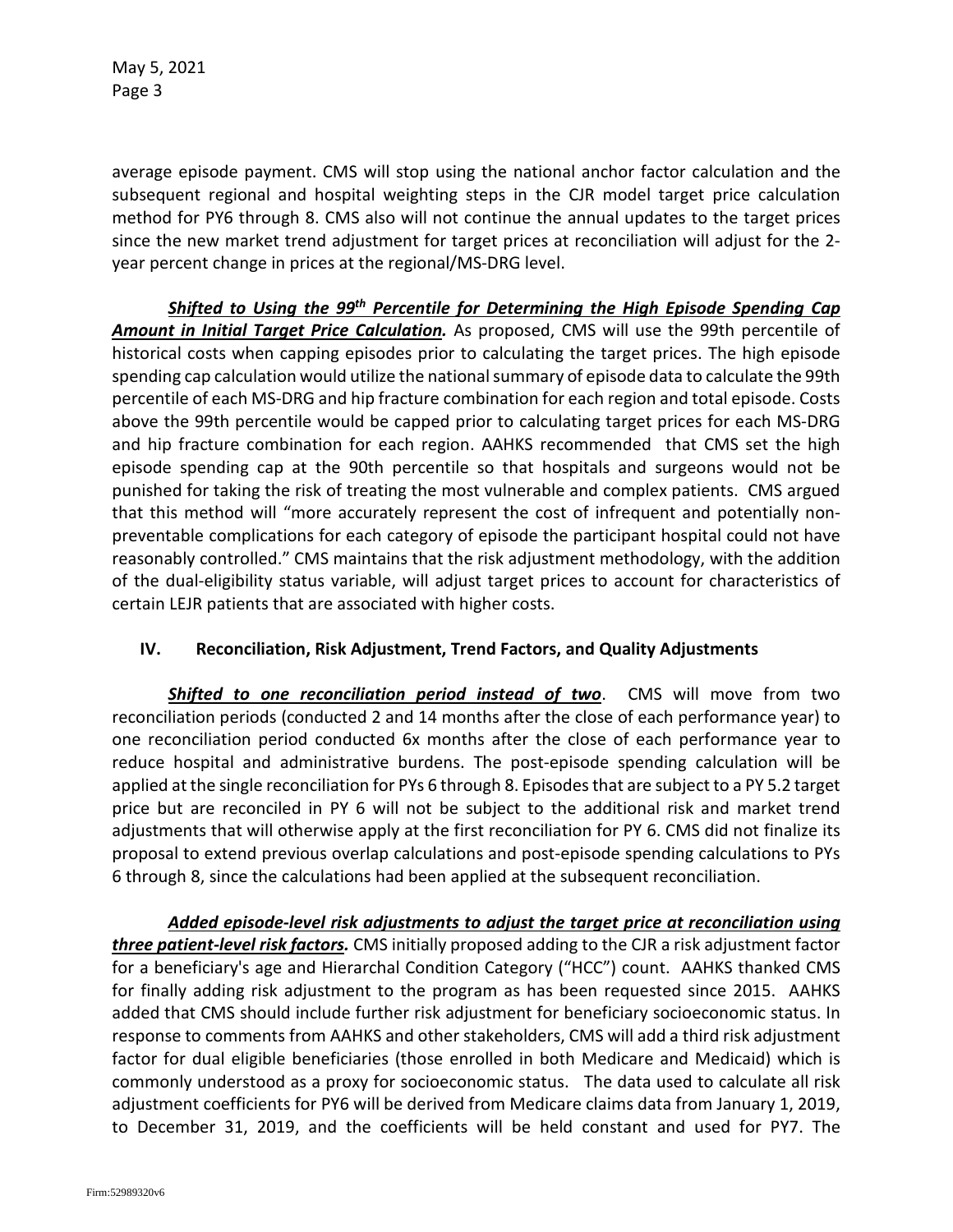average episode payment. CMS will stop using the national anchor factor calculation and the subsequent regional and hospital weighting steps in the CJR model target price calculation method for PY6 through 8. CMS also will not continue the annual updates to the target prices since the new market trend adjustment for target prices at reconciliation will adjust for the 2-year percent change in prices at the regional/MS-DRG level.

***Shifted to Using the 99th Percentile for Determining the High Episode Spending Cap Amount in Initial Target Price Calculation.*** As proposed, CMS will use the 99th percentile of historical costs when capping episodes prior to calculating the target prices. The high episode spending cap calculation would utilize the national summary of episode data to calculate the 99th percentile of each MS-DRG and hip fracture combination for each region and total episode. Costs above the 99th percentile would be capped prior to calculating target prices for each MS-DRG and hip fracture combination for each region. AAHKS recommended that CMS set the high episode spending cap at the 90th percentile so that hospitals and surgeons would not be punished for taking the risk of treating the most vulnerable and complex patients. CMS argued that this method will "more accurately represent the cost of infrequent and potentially non-preventable complications for each category of episode the participant hospital could not have reasonably controlled." CMS maintains that the risk adjustment methodology, with the addition of the dual-eligibility status variable, will adjust target prices to account for characteristics of certain LEJR patients that are associated with higher costs.

## IV. Reconciliation, Risk Adjustment, Trend Factors, and Quality Adjustments

***Shifted to one reconciliation period instead of two***. CMS will move from two reconciliation periods (conducted 2 and 14 months after the close of each performance year) to one reconciliation period conducted 6x months after the close of each performance year to reduce hospital and administrative burdens. The post-episode spending calculation will be applied at the single reconciliation for PYs 6 through 8. Episodes that are subject to a PY 5.2 target price but are reconciled in PY 6 will not be subject to the additional risk and market trend adjustments that will otherwise apply at the first reconciliation for PY 6. CMS did not finalize its proposal to extend previous overlap calculations and post-episode spending calculations to PYs 6 through 8, since the calculations had been applied at the subsequent reconciliation.

***Added episode-level risk adjustments to adjust the target price at reconciliation using three patient-level risk factors.*** CMS initially proposed adding to the CJR a risk adjustment factor for a beneficiary's age and Hierarchal Condition Category ("HCC") count. AAHKS thanked CMS for finally adding risk adjustment to the program as has been requested since 2015. AAHKS added that CMS should include further risk adjustment for beneficiary socioeconomic status. In response to comments from AAHKS and other stakeholders, CMS will add a third risk adjustment factor for dual eligible beneficiaries (those enrolled in both Medicare and Medicaid) which is commonly understood as a proxy for socioeconomic status. The data used to calculate all risk adjustment coefficients for PY6 will be derived from Medicare claims data from January 1, 2019, to December 31, 2019, and the coefficients will be held constant and used for PY7. The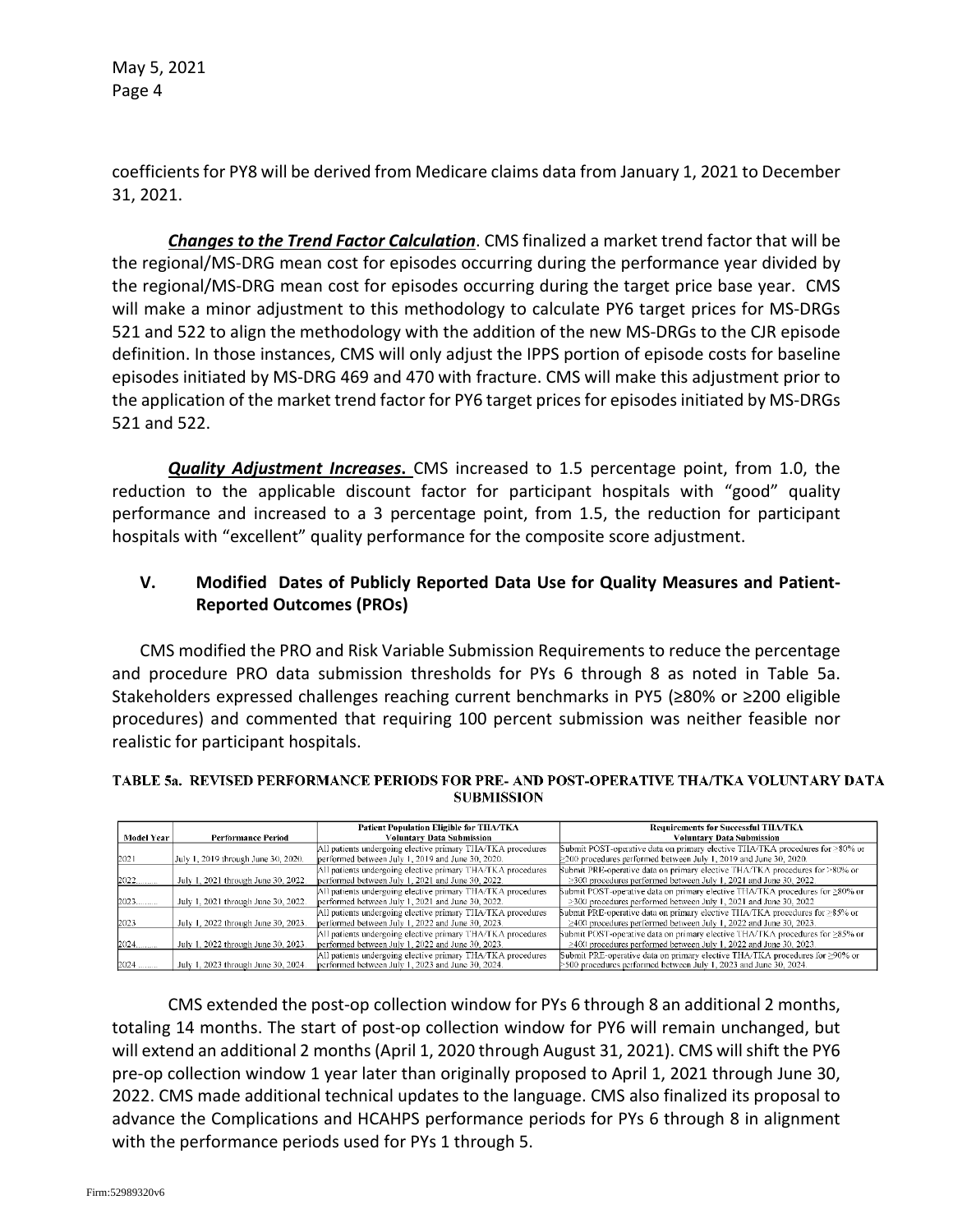May 5, 2021
Page 4

coefficients for PY8 will be derived from Medicare claims data from January 1, 2021 to December 31, 2021.

***Changes to the Trend Factor Calculation***. CMS finalized a market trend factor that will be the regional/MS-DRG mean cost for episodes occurring during the performance year divided by the regional/MS-DRG mean cost for episodes occurring during the target price base year. CMS will make a minor adjustment to this methodology to calculate PY6 target prices for MS-DRGs 521 and 522 to align the methodology with the addition of the new MS-DRGs to the CJR episode definition. In those instances, CMS will only adjust the IPPS portion of episode costs for baseline episodes initiated by MS-DRG 469 and 470 with fracture. CMS will make this adjustment prior to the application of the market trend factor for PY6 target prices for episodes initiated by MS-DRGs 521 and 522.

***Quality Adjustment Increases.*** CMS increased to 1.5 percentage point, from 1.0, the reduction to the applicable discount factor for participant hospitals with "good" quality performance and increased to a 3 percentage point, from 1.5, the reduction for participant hospitals with "excellent" quality performance for the composite score adjustment.

## V. Modified Dates of Publicly Reported Data Use for Quality Measures and Patient-Reported Outcomes (PROs)

CMS modified the PRO and Risk Variable Submission Requirements to reduce the percentage and procedure PRO data submission thresholds for PYs 6 through 8 as noted in Table 5a. Stakeholders expressed challenges reaching current benchmarks in PY5 (≥80% or ≥200 eligible procedures) and commented that requiring 100 percent submission was neither feasible nor realistic for participant hospitals.

**TABLE 5a. REVISED PERFORMANCE PERIODS FOR PRE- AND POST-OPERATIVE THA/TKA VOLUNTARY DATA SUBMISSION**

| Model Year | Performance Period | Patient Population Eligible for THA/TKA Voluntary Data Submission | Requirements for Successful THA/TKA Voluntary Data Submission |
|---|---|---|---|
| 2021 | July 1, 2019 through June 30, 2020. | All patients undergoing elective primary THA/TKA procedures performed between July 1, 2019 and June 30, 2020. | Submit POST-operative data on primary elective THA/TKA procedures for ≥80% or ≥200 procedures performed between July 1, 2019 and June 30, 2020. |
| 2022 | July 1, 2021 through June 30, 2022 | All patients undergoing elective primary THA/TKA procedures performed between July 1, 2021 and June 30, 2022. | Submit PRE-operative data on primary elective THA/TKA procedures for ≥80% or ≥300 procedures performed between July 1, 2021 and June 30, 2022. |
| 2023 | July 1, 2021 through June 30, 2022. | All patients undergoing elective primary THA/TKA procedures performed between July 1, 2021 and June 30, 2022. | Submit POST-operative data on primary elective THA/TKA procedures for ≥80% or ≥300 procedures performed between July 1, 2021 and June 30, 2022. |
| 2023 | July 1, 2022 through June 30, 2023. | All patients undergoing elective primary THA/TKA procedures performed between July 1, 2022 and June 30, 2023. | Submit PRE-operative data on primary elective THA/TKA procedures for ≥85% or ≥400 procedures performed between July 1, 2022 and June 30, 2023. |
| 2024 | July 1, 2022 through June 30, 2023. | All patients undergoing elective primary THA/TKA procedures performed between July 1, 2022 and June 30, 2023. | Submit POST-operative data on primary elective THA/TKA procedures for ≥85% or ≥400 procedures performed between July 1, 2022 and June 30, 2023. |
| 2024 | July 1, 2023 through June 30, 2024. | All patients undergoing elective primary THA/TKA procedures performed between July 1, 2023 and June 30, 2024. | Submit PRE-operative data on primary elective THA/TKA procedures for ≥90% or ≥500 procedures performed between July 1, 2023 and June 30, 2024. |

CMS extended the post-op collection window for PYs 6 through 8 an additional 2 months, totaling 14 months. The start of post-op collection window for PY6 will remain unchanged, but will extend an additional 2 months (April 1, 2020 through August 31, 2021). CMS will shift the PY6 pre-op collection window 1 year later than originally proposed to April 1, 2021 through June 30, 2022. CMS made additional technical updates to the language. CMS also finalized its proposal to advance the Complications and HCAHPS performance periods for PYs 6 through 8 in alignment with the performance periods used for PYs 1 through 5.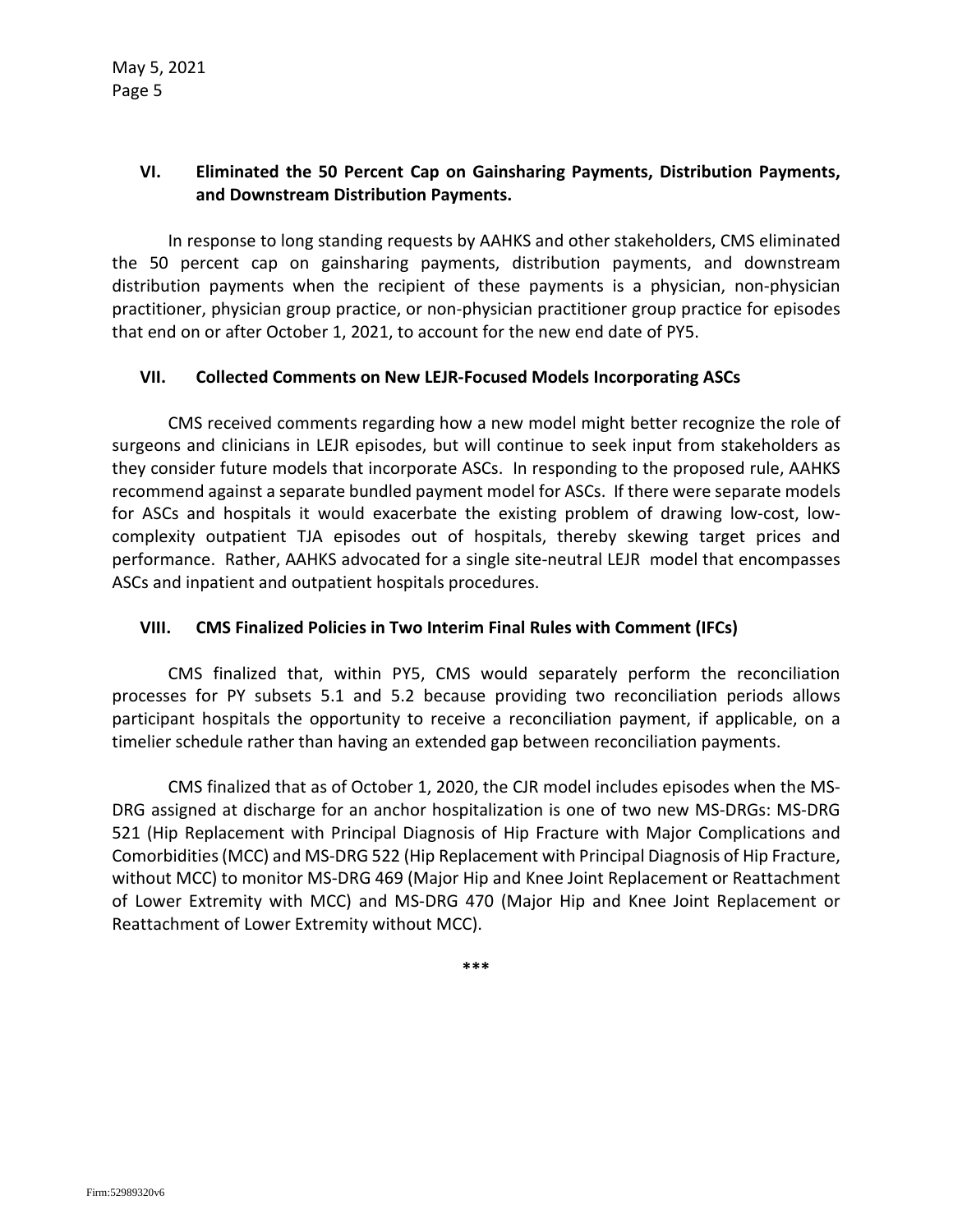## VI. Eliminated the 50 Percent Cap on Gainsharing Payments, Distribution Payments, and Downstream Distribution Payments.

In response to long standing requests by AAHKS and other stakeholders, CMS eliminated the 50 percent cap on gainsharing payments, distribution payments, and downstream distribution payments when the recipient of these payments is a physician, non-physician practitioner, physician group practice, or non-physician practitioner group practice for episodes that end on or after October 1, 2021, to account for the new end date of PY5.

## VII. Collected Comments on New LEJR-Focused Models Incorporating ASCs

CMS received comments regarding how a new model might better recognize the role of surgeons and clinicians in LEJR episodes, but will continue to seek input from stakeholders as they consider future models that incorporate ASCs. In responding to the proposed rule, AAHKS recommend against a separate bundled payment model for ASCs. If there were separate models for ASCs and hospitals it would exacerbate the existing problem of drawing low-cost, low-complexity outpatient TJA episodes out of hospitals, thereby skewing target prices and performance. Rather, AAHKS advocated for a single site-neutral LEJR model that encompasses ASCs and inpatient and outpatient hospitals procedures.

## VIII. CMS Finalized Policies in Two Interim Final Rules with Comment (IFCs)

CMS finalized that, within PY5, CMS would separately perform the reconciliation processes for PY subsets 5.1 and 5.2 because providing two reconciliation periods allows participant hospitals the opportunity to receive a reconciliation payment, if applicable, on a timelier schedule rather than having an extended gap between reconciliation payments.

CMS finalized that as of October 1, 2020, the CJR model includes episodes when the MS-DRG assigned at discharge for an anchor hospitalization is one of two new MS-DRGs: MS-DRG 521 (Hip Replacement with Principal Diagnosis of Hip Fracture with Major Complications and Comorbidities (MCC) and MS-DRG 522 (Hip Replacement with Principal Diagnosis of Hip Fracture, without MCC) to monitor MS-DRG 469 (Major Hip and Knee Joint Replacement or Reattachment of Lower Extremity with MCC) and MS-DRG 470 (Major Hip and Knee Joint Replacement or Reattachment of Lower Extremity without MCC).

***